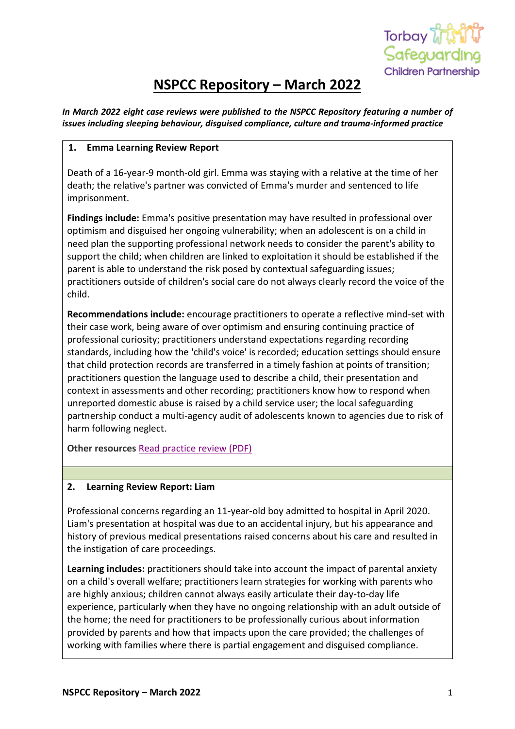# NSPCC Repository – March 2022

***In March 2022 eight case reviews were published to the NSPCC Repository featuring a number of issues including sleeping behaviour, disguised compliance, culture and trauma-informed practice***

## 1. Emma Learning Review Report

Death of a 16-year-9 month-old girl. Emma was staying with a relative at the time of her death; the relative's partner was convicted of Emma's murder and sentenced to life imprisonment.

**Findings include:** Emma's positive presentation may have resulted in professional over optimism and disguised her ongoing vulnerability; when an adolescent is on a child in need plan the supporting professional network needs to consider the parent's ability to support the child; when children are linked to exploitation it should be established if the parent is able to understand the risk posed by contextual safeguarding issues; practitioners outside of children's social care do not always clearly record the voice of the child.

**Recommendations include:** encourage practitioners to operate a reflective mind-set with their case work, being aware of over optimism and ensuring continuing practice of professional curiosity; practitioners understand expectations regarding recording standards, including how the 'child's voice' is recorded; education settings should ensure that child protection records are transferred in a timely fashion at points of transition; practitioners question the language used to describe a child, their presentation and context in assessments and other recording; practitioners know how to respond when unreported domestic abuse is raised by a child service user; the local safeguarding partnership conduct a multi-agency audit of adolescents known to agencies due to risk of harm following neglect.

**Other resources** Read practice review (PDF)

## 2. Learning Review Report: Liam

Professional concerns regarding an 11-year-old boy admitted to hospital in April 2020. Liam's presentation at hospital was due to an accidental injury, but his appearance and history of previous medical presentations raised concerns about his care and resulted in the instigation of care proceedings.

**Learning includes:** practitioners should take into account the impact of parental anxiety on a child's overall welfare; practitioners learn strategies for working with parents who are highly anxious; children cannot always easily articulate their day-to-day life experience, particularly when they have no ongoing relationship with an adult outside of the home; the need for practitioners to be professionally curious about information provided by parents and how that impacts upon the care provided; the challenges of working with families where there is partial engagement and disguised compliance.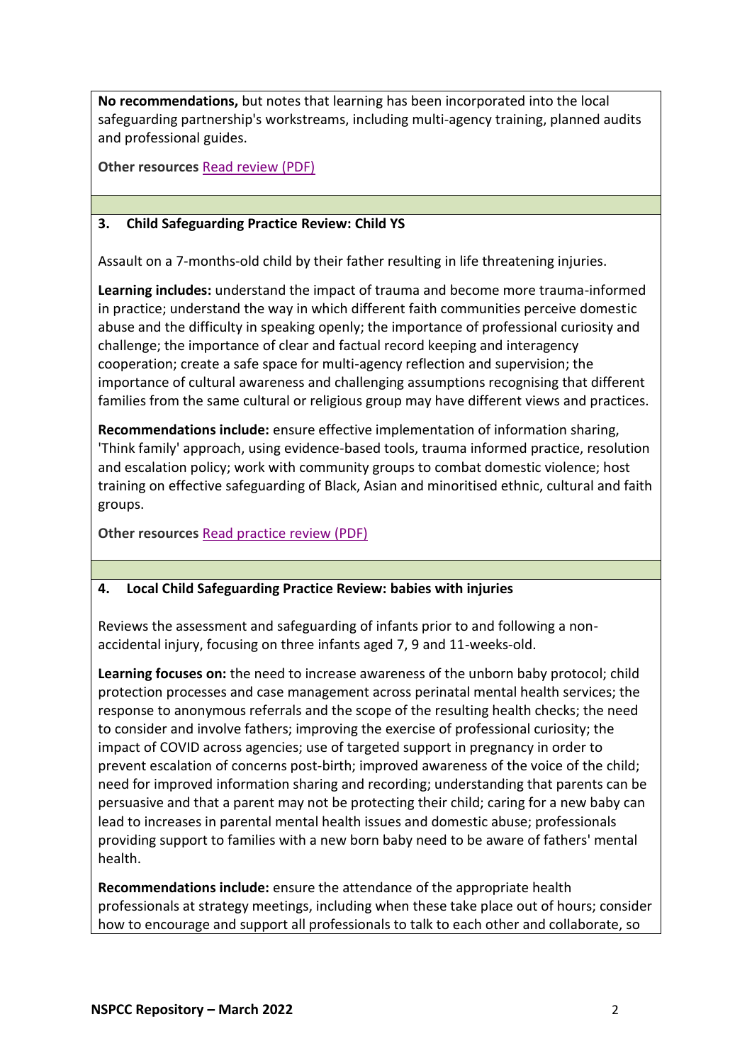**No recommendations,** but notes that learning has been incorporated into the local safeguarding partnership's workstreams, including multi-agency training, planned audits and professional guides.

**Other resources** [Read review (PDF)]

### 3. Child Safeguarding Practice Review: Child YS

Assault on a 7-months-old child by their father resulting in life threatening injuries.

**Learning includes:** understand the impact of trauma and become more trauma-informed in practice; understand the way in which different faith communities perceive domestic abuse and the difficulty in speaking openly; the importance of professional curiosity and challenge; the importance of clear and factual record keeping and interagency cooperation; create a safe space for multi-agency reflection and supervision; the importance of cultural awareness and challenging assumptions recognising that different families from the same cultural or religious group may have different views and practices.

**Recommendations include:** ensure effective implementation of information sharing, 'Think family' approach, using evidence-based tools, trauma informed practice, resolution and escalation policy; work with community groups to combat domestic violence; host training on effective safeguarding of Black, Asian and minoritised ethnic, cultural and faith groups.

**Other resources** [Read practice review (PDF)]

### 4. Local Child Safeguarding Practice Review: babies with injuries

Reviews the assessment and safeguarding of infants prior to and following a non-accidental injury, focusing on three infants aged 7, 9 and 11-weeks-old.

**Learning focuses on:** the need to increase awareness of the unborn baby protocol; child protection processes and case management across perinatal mental health services; the response to anonymous referrals and the scope of the resulting health checks; the need to consider and involve fathers; improving the exercise of professional curiosity; the impact of COVID across agencies; use of targeted support in pregnancy in order to prevent escalation of concerns post-birth; improved awareness of the voice of the child; need for improved information sharing and recording; understanding that parents can be persuasive and that a parent may not be protecting their child; caring for a new baby can lead to increases in parental mental health issues and domestic abuse; professionals providing support to families with a new born baby need to be aware of fathers' mental health.

**Recommendations include:** ensure the attendance of the appropriate health professionals at strategy meetings, including when these take place out of hours; consider how to encourage and support all professionals to talk to each other and collaborate, so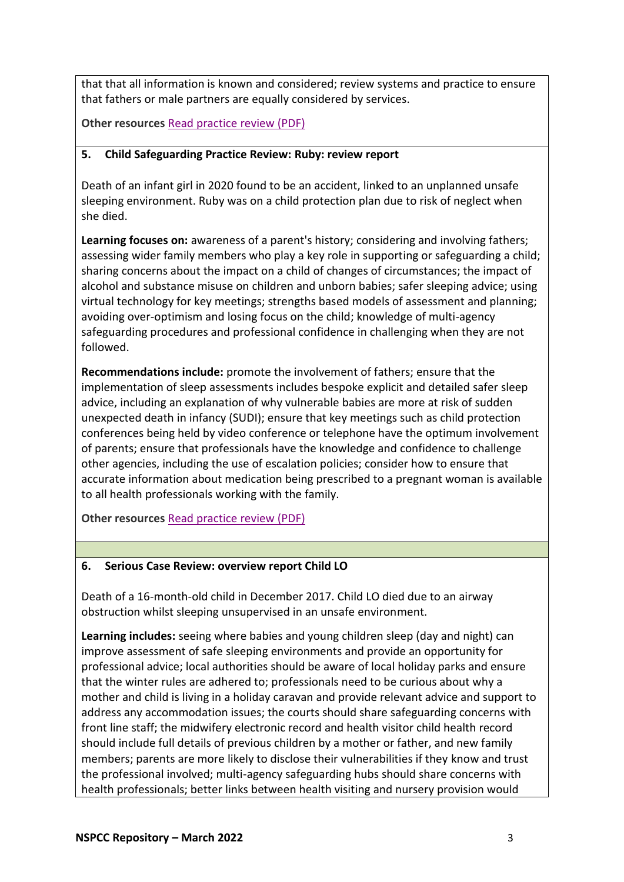that that all information is known and considered; review systems and practice to ensure that fathers or male partners are equally considered by services.

**Other resources** [Read practice review (PDF)]

### 5. Child Safeguarding Practice Review: Ruby: review report

Death of an infant girl in 2020 found to be an accident, linked to an unplanned unsafe sleeping environment. Ruby was on a child protection plan due to risk of neglect when she died.

**Learning focuses on:** awareness of a parent's history; considering and involving fathers; assessing wider family members who play a key role in supporting or safeguarding a child; sharing concerns about the impact on a child of changes of circumstances; the impact of alcohol and substance misuse on children and unborn babies; safer sleeping advice; using virtual technology for key meetings; strengths based models of assessment and planning; avoiding over-optimism and losing focus on the child; knowledge of multi-agency safeguarding procedures and professional confidence in challenging when they are not followed.

**Recommendations include:** promote the involvement of fathers; ensure that the implementation of sleep assessments includes bespoke explicit and detailed safer sleep advice, including an explanation of why vulnerable babies are more at risk of sudden unexpected death in infancy (SUDI); ensure that key meetings such as child protection conferences being held by video conference or telephone have the optimum involvement of parents; ensure that professionals have the knowledge and confidence to challenge other agencies, including the use of escalation policies; consider how to ensure that accurate information about medication being prescribed to a pregnant woman is available to all health professionals working with the family.

**Other resources** [Read practice review (PDF)]

### 6. Serious Case Review: overview report Child LO

Death of a 16-month-old child in December 2017. Child LO died due to an airway obstruction whilst sleeping unsupervised in an unsafe environment.

**Learning includes:** seeing where babies and young children sleep (day and night) can improve assessment of safe sleeping environments and provide an opportunity for professional advice; local authorities should be aware of local holiday parks and ensure that the winter rules are adhered to; professionals need to be curious about why a mother and child is living in a holiday caravan and provide relevant advice and support to address any accommodation issues; the courts should share safeguarding concerns with front line staff; the midwifery electronic record and health visitor child health record should include full details of previous children by a mother or father, and new family members; parents are more likely to disclose their vulnerabilities if they know and trust the professional involved; multi-agency safeguarding hubs should share concerns with health professionals; better links between health visiting and nursery provision would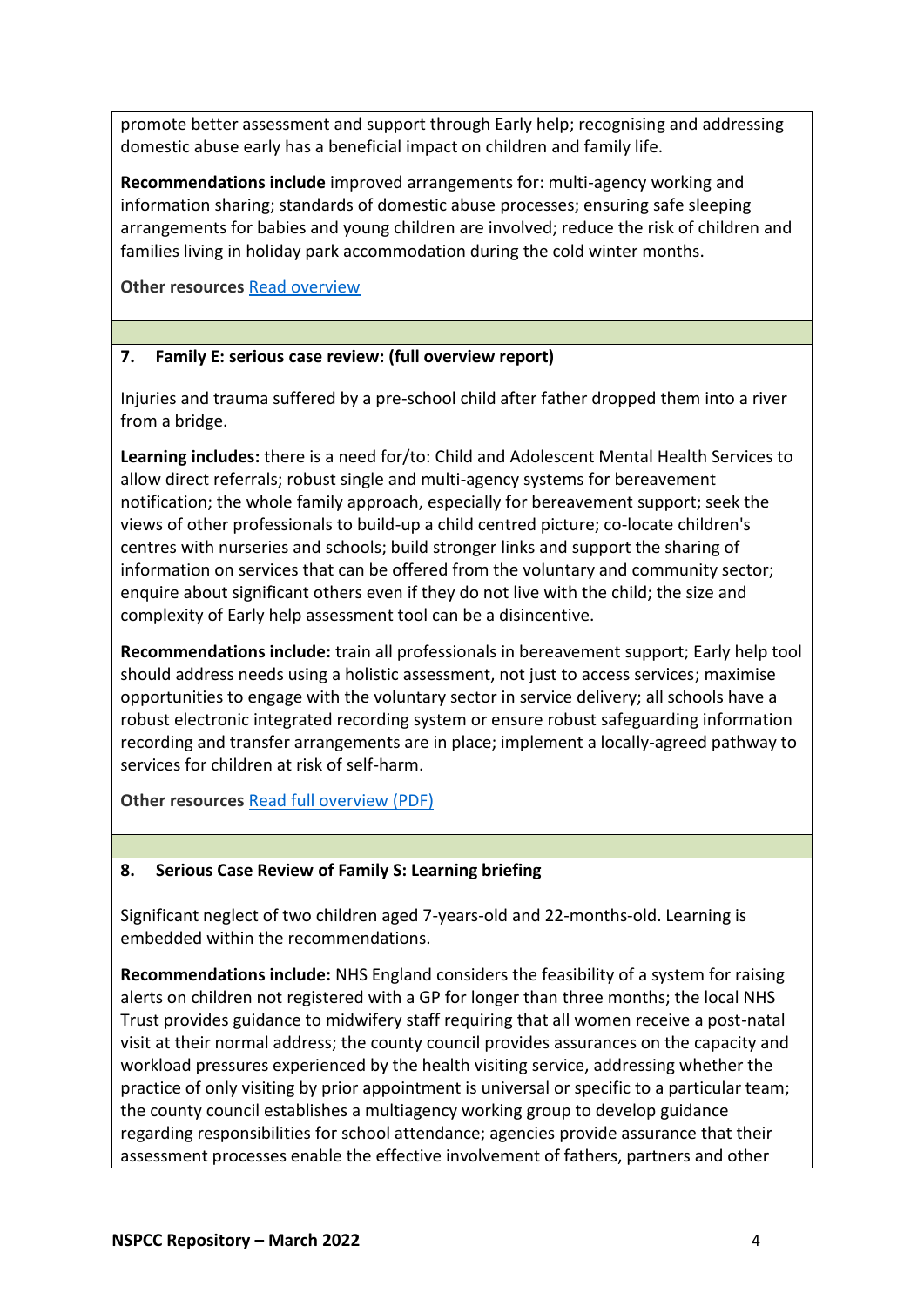promote better assessment and support through Early help; recognising and addressing domestic abuse early has a beneficial impact on children and family life.

**Recommendations include** improved arrangements for: multi-agency working and information sharing; standards of domestic abuse processes; ensuring safe sleeping arrangements for babies and young children are involved; reduce the risk of children and families living in holiday park accommodation during the cold winter months.

**Other resources** Read overview

## 7. Family E: serious case review: (full overview report)

Injuries and trauma suffered by a pre-school child after father dropped them into a river from a bridge.

**Learning includes:** there is a need for/to: Child and Adolescent Mental Health Services to allow direct referrals; robust single and multi-agency systems for bereavement notification; the whole family approach, especially for bereavement support; seek the views of other professionals to build-up a child centred picture; co-locate children's centres with nurseries and schools; build stronger links and support the sharing of information on services that can be offered from the voluntary and community sector; enquire about significant others even if they do not live with the child; the size and complexity of Early help assessment tool can be a disincentive.

**Recommendations include:** train all professionals in bereavement support; Early help tool should address needs using a holistic assessment, not just to access services; maximise opportunities to engage with the voluntary sector in service delivery; all schools have a robust electronic integrated recording system or ensure robust safeguarding information recording and transfer arrangements are in place; implement a locally-agreed pathway to services for children at risk of self-harm.

**Other resources** Read full overview (PDF)

## 8. Serious Case Review of Family S: Learning briefing

Significant neglect of two children aged 7-years-old and 22-months-old. Learning is embedded within the recommendations.

**Recommendations include:** NHS England considers the feasibility of a system for raising alerts on children not registered with a GP for longer than three months; the local NHS Trust provides guidance to midwifery staff requiring that all women receive a post-natal visit at their normal address; the county council provides assurances on the capacity and workload pressures experienced by the health visiting service, addressing whether the practice of only visiting by prior appointment is universal or specific to a particular team; the county council establishes a multiagency working group to develop guidance regarding responsibilities for school attendance; agencies provide assurance that their assessment processes enable the effective involvement of fathers, partners and other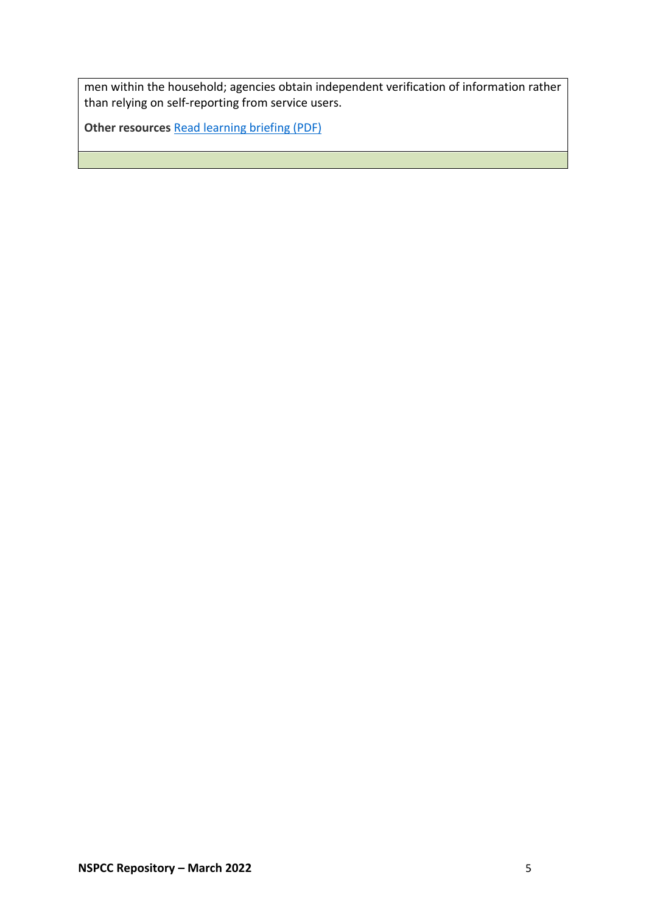men within the household; agencies obtain independent verification of information rather than relying on self-reporting from service users.

**Other resources** [Read learning briefing (PDF)]()